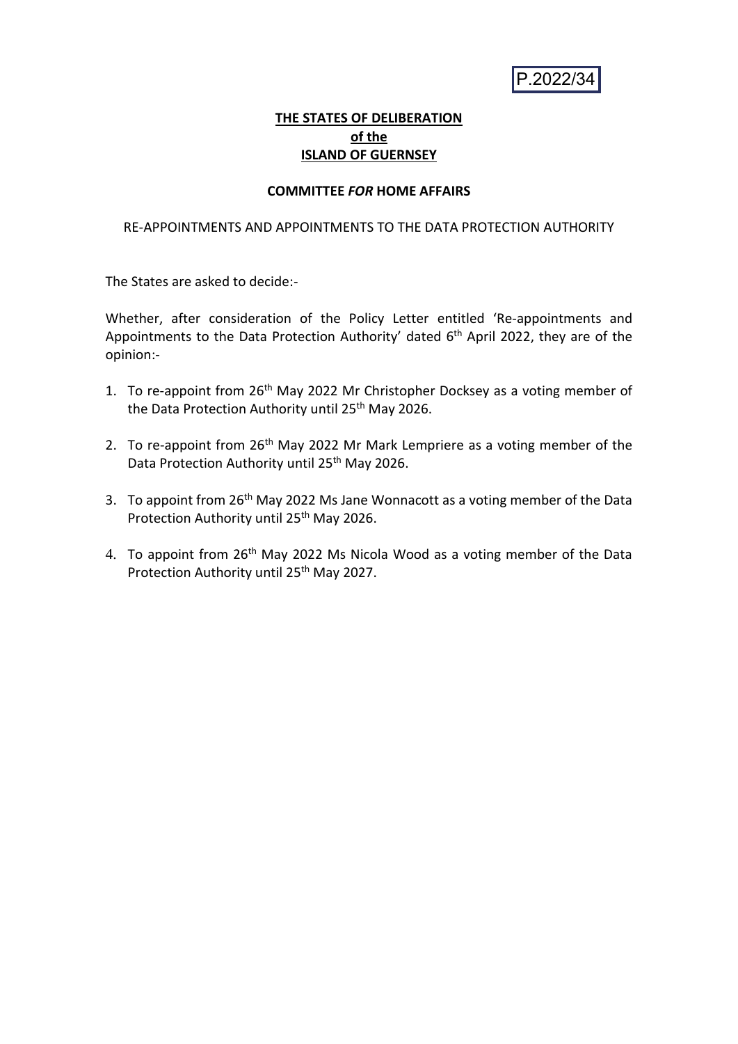P.2022/34

**THE STATES OF DELIBERATION**
**of the**
**ISLAND OF GUERNSEY**

**COMMITTEE *FOR* HOME AFFAIRS**

RE-APPOINTMENTS AND APPOINTMENTS TO THE DATA PROTECTION AUTHORITY

The States are asked to decide:-

Whether, after consideration of the Policy Letter entitled 'Re-appointments and Appointments to the Data Protection Authority' dated 6th April 2022, they are of the opinion:-

1. To re-appoint from 26th May 2022 Mr Christopher Docksey as a voting member of the Data Protection Authority until 25th May 2026.

2. To re-appoint from 26th May 2022 Mr Mark Lempriere as a voting member of the Data Protection Authority until 25th May 2026.

3. To appoint from 26th May 2022 Ms Jane Wonnacott as a voting member of the Data Protection Authority until 25th May 2026.

4. To appoint from 26th May 2022 Ms Nicola Wood as a voting member of the Data Protection Authority until 25th May 2027.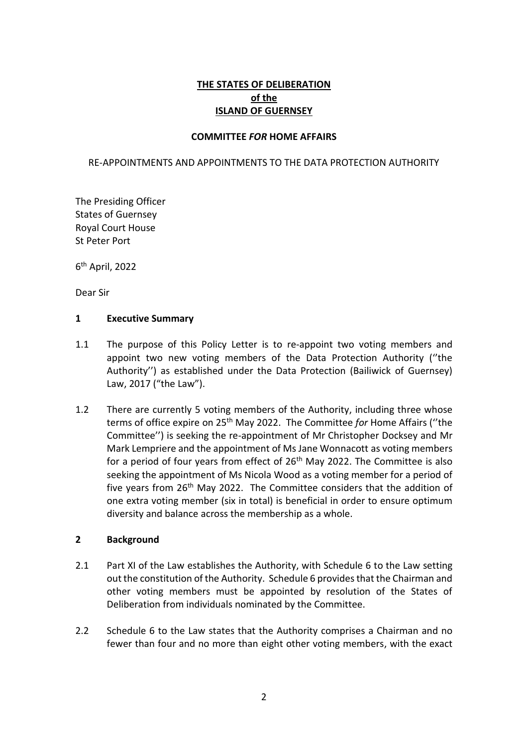**THE STATES OF DELIBERATION**
**of the**
**ISLAND OF GUERNSEY**

**COMMITTEE *FOR* HOME AFFAIRS**

RE-APPOINTMENTS AND APPOINTMENTS TO THE DATA PROTECTION AUTHORITY

The Presiding Officer
States of Guernsey
Royal Court House
St Peter Port

6th April, 2022

Dear Sir

## 1 Executive Summary

1.1 The purpose of this Policy Letter is to re-appoint two voting members and appoint two new voting members of the Data Protection Authority (''the Authority'') as established under the Data Protection (Bailiwick of Guernsey) Law, 2017 ("the Law").

1.2 There are currently 5 voting members of the Authority, including three whose terms of office expire on 25th May 2022. The Committee *for* Home Affairs (''the Committee'') is seeking the re-appointment of Mr Christopher Docksey and Mr Mark Lempriere and the appointment of Ms Jane Wonnacott as voting members for a period of four years from effect of 26th May 2022. The Committee is also seeking the appointment of Ms Nicola Wood as a voting member for a period of five years from 26th May 2022. The Committee considers that the addition of one extra voting member (six in total) is beneficial in order to ensure optimum diversity and balance across the membership as a whole.

## 2 Background

2.1 Part XI of the Law establishes the Authority, with Schedule 6 to the Law setting out the constitution of the Authority. Schedule 6 provides that the Chairman and other voting members must be appointed by resolution of the States of Deliberation from individuals nominated by the Committee.

2.2 Schedule 6 to the Law states that the Authority comprises a Chairman and no fewer than four and no more than eight other voting members, with the exact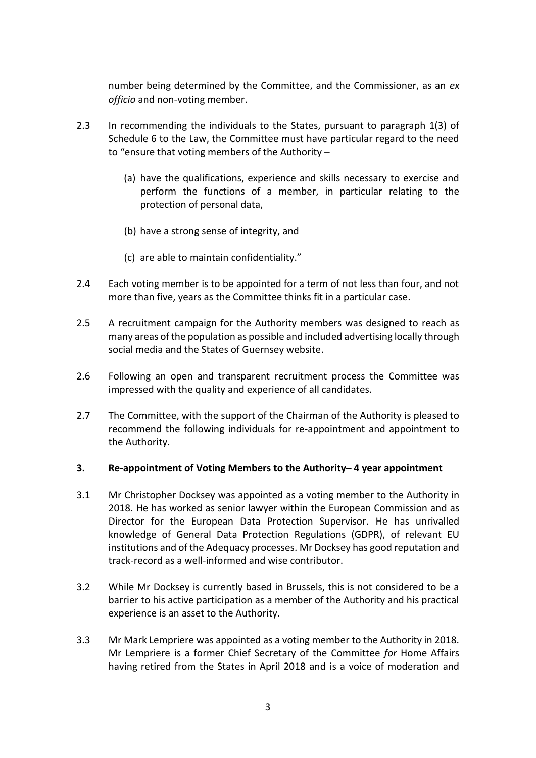number being determined by the Committee, and the Commissioner, as an *ex officio* and non-voting member.

2.3 In recommending the individuals to the States, pursuant to paragraph 1(3) of Schedule 6 to the Law, the Committee must have particular regard to the need to "ensure that voting members of the Authority –

(a) have the qualifications, experience and skills necessary to exercise and perform the functions of a member, in particular relating to the protection of personal data,

(b) have a strong sense of integrity, and

(c) are able to maintain confidentiality."

2.4 Each voting member is to be appointed for a term of not less than four, and not more than five, years as the Committee thinks fit in a particular case.

2.5 A recruitment campaign for the Authority members was designed to reach as many areas of the population as possible and included advertising locally through social media and the States of Guernsey website.

2.6 Following an open and transparent recruitment process the Committee was impressed with the quality and experience of all candidates.

2.7 The Committee, with the support of the Chairman of the Authority is pleased to recommend the following individuals for re-appointment and appointment to the Authority.

## 3. Re-appointment of Voting Members to the Authority– 4 year appointment

3.1 Mr Christopher Docksey was appointed as a voting member to the Authority in 2018. He has worked as senior lawyer within the European Commission and as Director for the European Data Protection Supervisor. He has unrivalled knowledge of General Data Protection Regulations (GDPR), of relevant EU institutions and of the Adequacy processes. Mr Docksey has good reputation and track-record as a well-informed and wise contributor.

3.2 While Mr Docksey is currently based in Brussels, this is not considered to be a barrier to his active participation as a member of the Authority and his practical experience is an asset to the Authority.

3.3 Mr Mark Lempriere was appointed as a voting member to the Authority in 2018. Mr Lempriere is a former Chief Secretary of the Committee *for* Home Affairs having retired from the States in April 2018 and is a voice of moderation and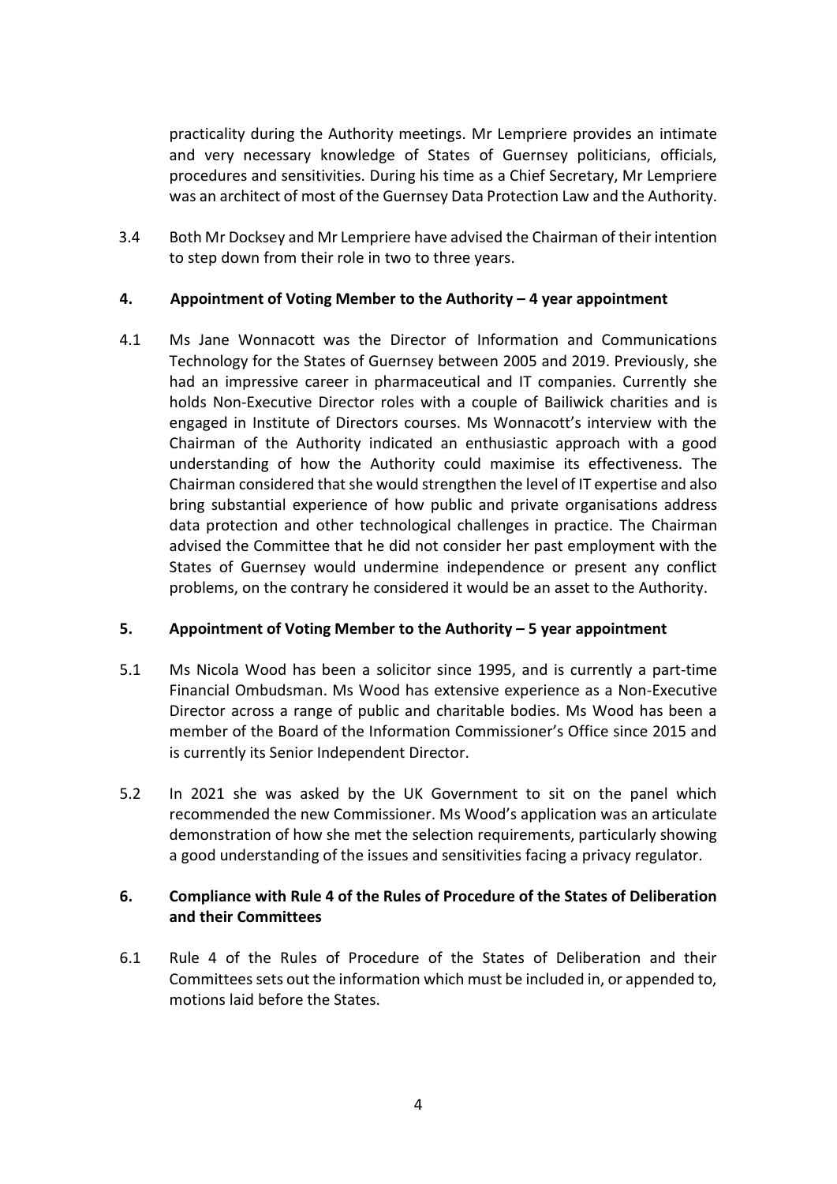practicality during the Authority meetings. Mr Lempriere provides an intimate and very necessary knowledge of States of Guernsey politicians, officials, procedures and sensitivities. During his time as a Chief Secretary, Mr Lempriere was an architect of most of the Guernsey Data Protection Law and the Authority.

3.4 Both Mr Docksey and Mr Lempriere have advised the Chairman of their intention to step down from their role in two to three years.

## 4. Appointment of Voting Member to the Authority – 4 year appointment

4.1 Ms Jane Wonnacott was the Director of Information and Communications Technology for the States of Guernsey between 2005 and 2019. Previously, she had an impressive career in pharmaceutical and IT companies. Currently she holds Non-Executive Director roles with a couple of Bailiwick charities and is engaged in Institute of Directors courses. Ms Wonnacott's interview with the Chairman of the Authority indicated an enthusiastic approach with a good understanding of how the Authority could maximise its effectiveness. The Chairman considered that she would strengthen the level of IT expertise and also bring substantial experience of how public and private organisations address data protection and other technological challenges in practice. The Chairman advised the Committee that he did not consider her past employment with the States of Guernsey would undermine independence or present any conflict problems, on the contrary he considered it would be an asset to the Authority.

## 5. Appointment of Voting Member to the Authority – 5 year appointment

5.1 Ms Nicola Wood has been a solicitor since 1995, and is currently a part-time Financial Ombudsman. Ms Wood has extensive experience as a Non-Executive Director across a range of public and charitable bodies. Ms Wood has been a member of the Board of the Information Commissioner's Office since 2015 and is currently its Senior Independent Director.

5.2 In 2021 she was asked by the UK Government to sit on the panel which recommended the new Commissioner. Ms Wood's application was an articulate demonstration of how she met the selection requirements, particularly showing a good understanding of the issues and sensitivities facing a privacy regulator.

## 6. Compliance with Rule 4 of the Rules of Procedure of the States of Deliberation and their Committees

6.1 Rule 4 of the Rules of Procedure of the States of Deliberation and their Committees sets out the information which must be included in, or appended to, motions laid before the States.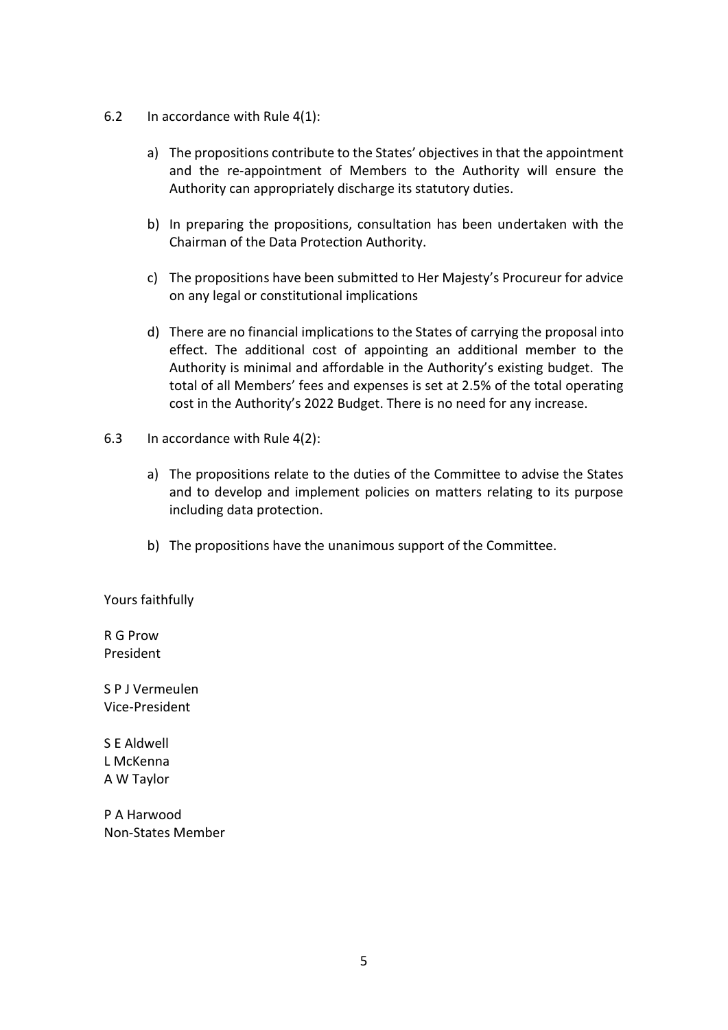6.2 In accordance with Rule 4(1):

a) The propositions contribute to the States' objectives in that the appointment and the re-appointment of Members to the Authority will ensure the Authority can appropriately discharge its statutory duties.

b) In preparing the propositions, consultation has been undertaken with the Chairman of the Data Protection Authority.

c) The propositions have been submitted to Her Majesty's Procureur for advice on any legal or constitutional implications

d) There are no financial implications to the States of carrying the proposal into effect. The additional cost of appointing an additional member to the Authority is minimal and affordable in the Authority's existing budget. The total of all Members' fees and expenses is set at 2.5% of the total operating cost in the Authority's 2022 Budget. There is no need for any increase.

6.3 In accordance with Rule 4(2):

a) The propositions relate to the duties of the Committee to advise the States and to develop and implement policies on matters relating to its purpose including data protection.

b) The propositions have the unanimous support of the Committee.

Yours faithfully

R G Prow
President

S P J Vermeulen
Vice-President

S E Aldwell
L McKenna
A W Taylor

P A Harwood
Non-States Member